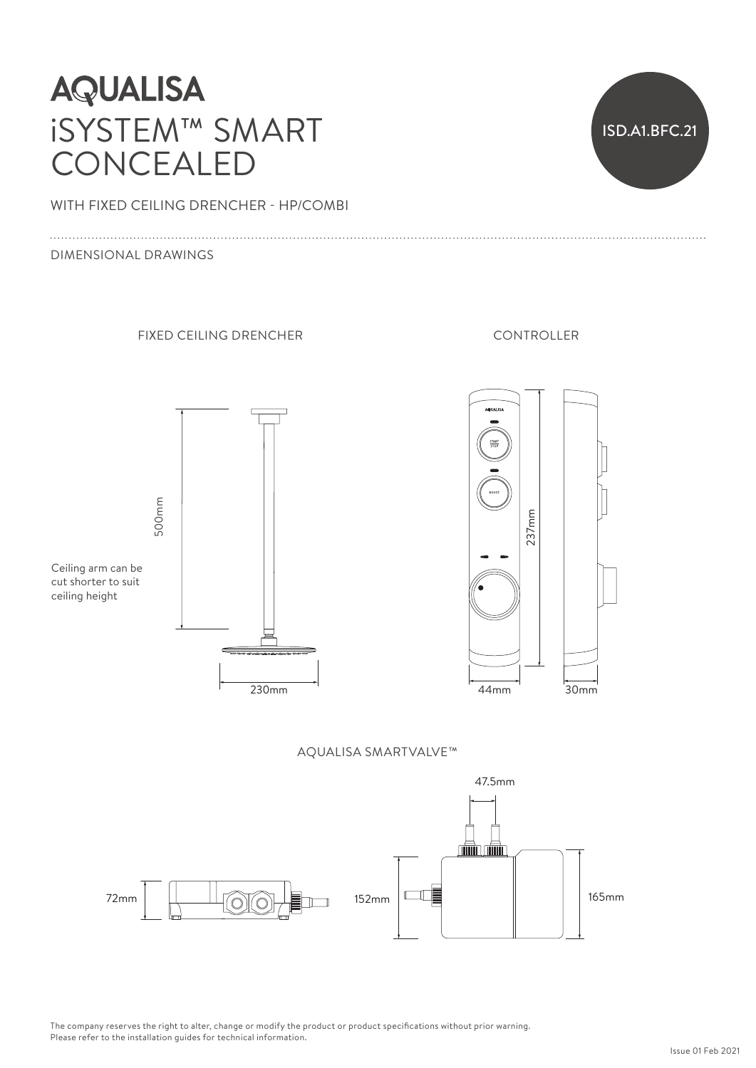# AQUALISA

# iSYSTEM™ SMART CONCEALED

ISD.A1.BFC.21

WITH FIXED CEILING DRENCHER - HP/COMBI

DIMENSIONAL DRAWINGS

## FIXED CEILING DRENCHER

500mm

Ceiling arm can be cut shorter to suit ceiling height

230mm

## CONTROLLER

237mm

44mm

30mm

## AQUALISA SMARTVALVE™

47.5mm

72mm

152mm

165mm

The company reserves the right to alter, change or modify the product or product specifications without prior warning.
Please refer to the installation guides for technical information.

Issue 01 Feb 2021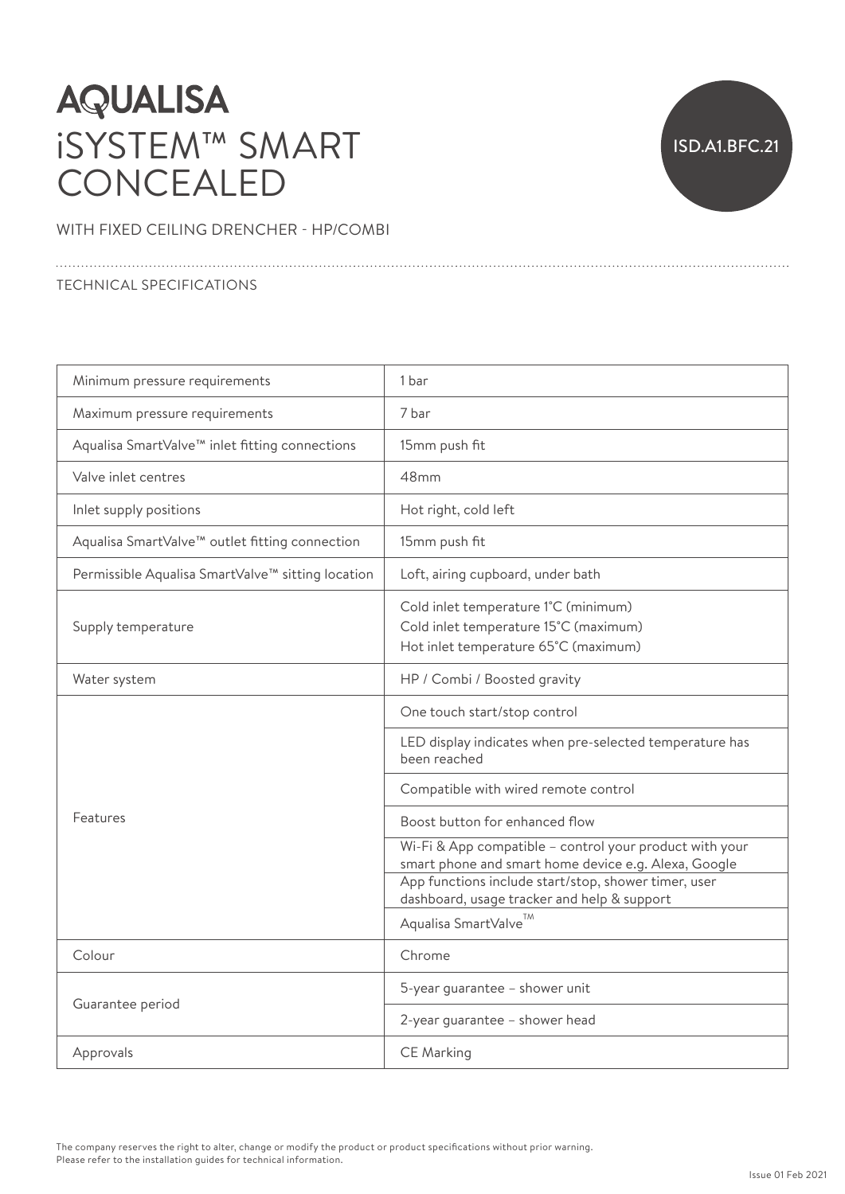# AQUALISA

# iSYSTEM™ SMART CONCEALED

ISD.A1.BFC.21

WITH FIXED CEILING DRENCHER - HP/COMBI

TECHNICAL SPECIFICATIONS

| | |
|---|---|
| Minimum pressure requirements | 1 bar |
| Maximum pressure requirements | 7 bar |
| Aqualisa SmartValve™ inlet fitting connections | 15mm push fit |
| Valve inlet centres | 48mm |
| Inlet supply positions | Hot right, cold left |
| Aqualisa SmartValve™ outlet fitting connection | 15mm push fit |
| Permissible Aqualisa SmartValve™ sitting location | Loft, airing cupboard, under bath |
| Supply temperature | Cold inlet temperature 1°C (minimum)<br>Cold inlet temperature 15°C (maximum)<br>Hot inlet temperature 65°C (maximum) |
| Water system | HP / Combi / Boosted gravity |
| Features | One touch start/stop control |
| | LED display indicates when pre-selected temperature has been reached |
| | Compatible with wired remote control |
| | Boost button for enhanced flow |
| | Wi-Fi & App compatible – control your product with your smart phone and smart home device e.g. Alexa, Google |
| | App functions include start/stop, shower timer, user dashboard, usage tracker and help & support |
| | Aqualisa SmartValve™ |
| Colour | Chrome |
| Guarantee period | 5-year guarantee – shower unit |
| | 2-year guarantee – shower head |
| Approvals | CE Marking |

The company reserves the right to alter, change or modify the product or product specifications without prior warning.
Please refer to the installation guides for technical information.

Issue 01 Feb 2021